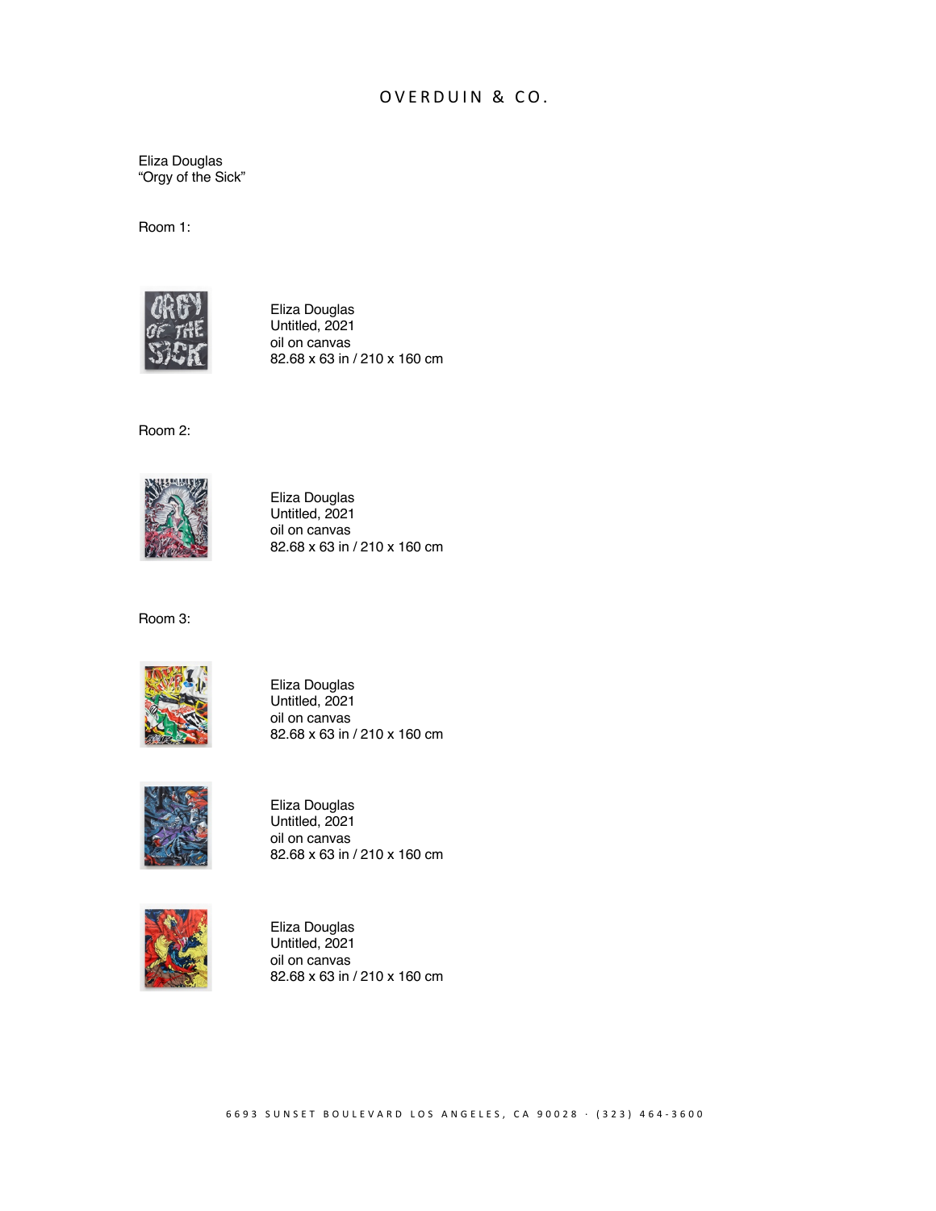# OVERDUIN & CO.

Eliza Douglas
"Orgy of the Sick"

Room 1:

Eliza Douglas
Untitled, 2021
oil on canvas
82.68 x 63 in / 210 x 160 cm

Room 2:

Eliza Douglas
Untitled, 2021
oil on canvas
82.68 x 63 in / 210 x 160 cm

Room 3:

Eliza Douglas
Untitled, 2021
oil on canvas
82.68 x 63 in / 210 x 160 cm

Eliza Douglas
Untitled, 2021
oil on canvas
82.68 x 63 in / 210 x 160 cm

Eliza Douglas
Untitled, 2021
oil on canvas
82.68 x 63 in / 210 x 160 cm

6693 SUNSET BOULEVARD LOS ANGELES, CA 90028 · (323) 464-3600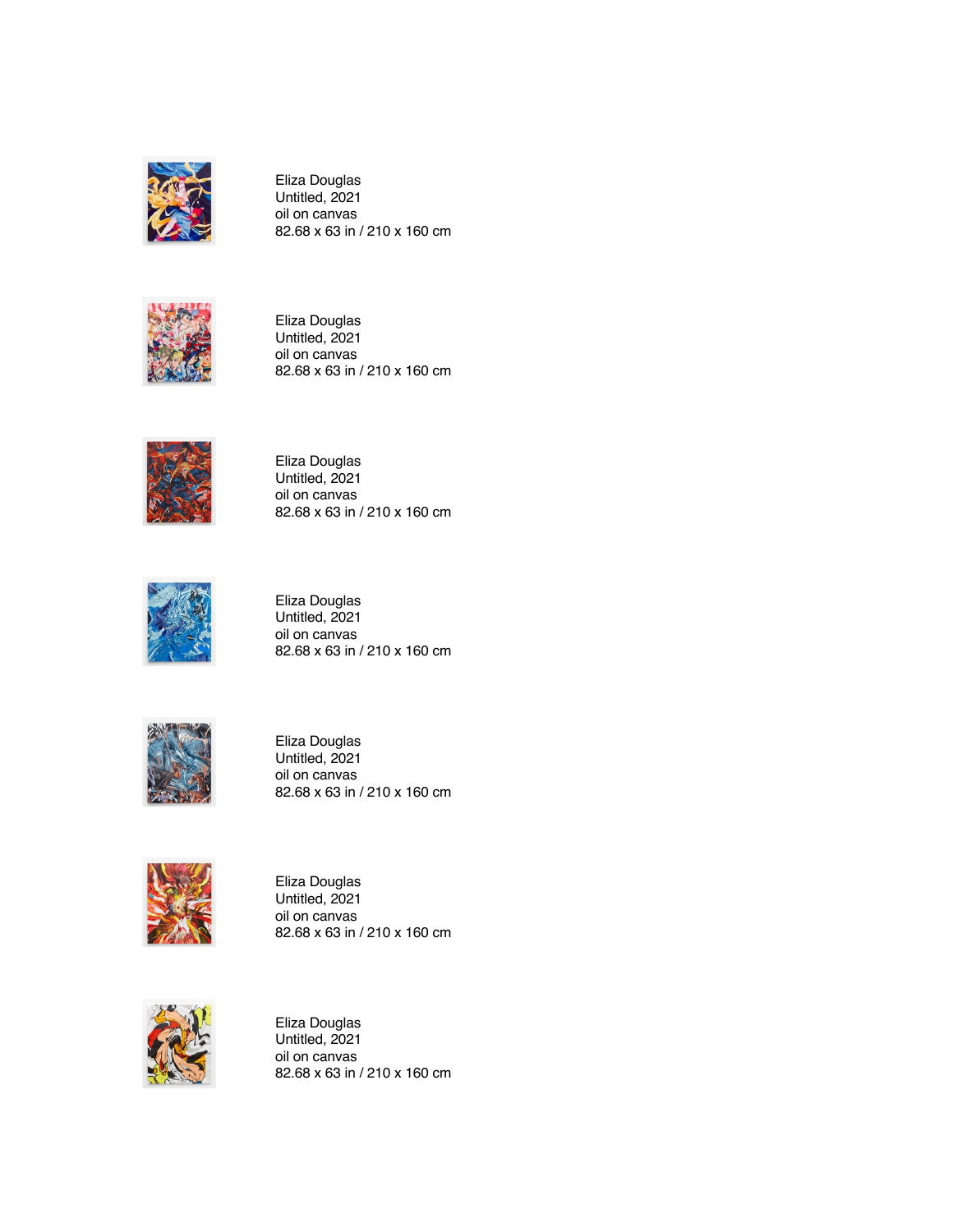Eliza Douglas
Untitled, 2021
oil on canvas
82.68 x 63 in / 210 x 160 cm

Eliza Douglas
Untitled, 2021
oil on canvas
82.68 x 63 in / 210 x 160 cm

Eliza Douglas
Untitled, 2021
oil on canvas
82.68 x 63 in / 210 x 160 cm

Eliza Douglas
Untitled, 2021
oil on canvas
82.68 x 63 in / 210 x 160 cm

Eliza Douglas
Untitled, 2021
oil on canvas
82.68 x 63 in / 210 x 160 cm

Eliza Douglas
Untitled, 2021
oil on canvas
82.68 x 63 in / 210 x 160 cm

Eliza Douglas
Untitled, 2021
oil on canvas
82.68 x 63 in / 210 x 160 cm